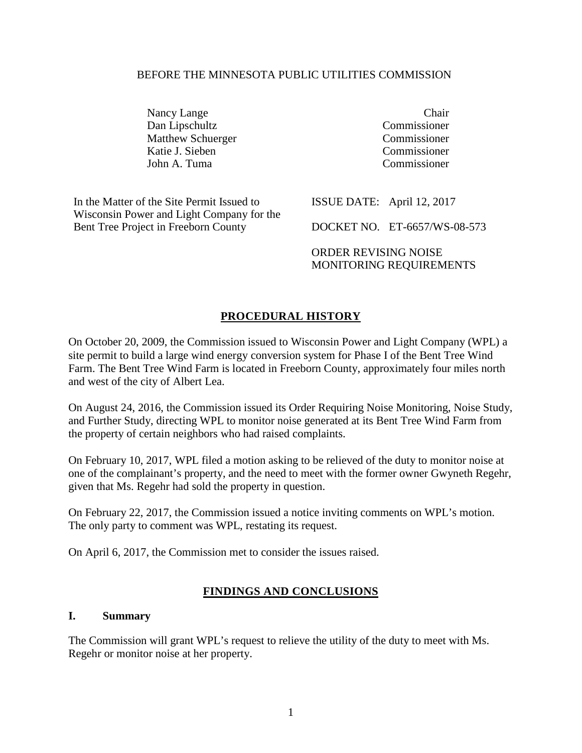BEFORE THE MINNESOTA PUBLIC UTILITIES COMMISSION

| | |
|---|---|
| Nancy Lange | Chair |
| Dan Lipschultz | Commissioner |
| Matthew Schuerger | Commissioner |
| Katie J. Sieben | Commissioner |
| John A. Tuma | Commissioner |

In the Matter of the Site Permit Issued to Wisconsin Power and Light Company for the Bent Tree Project in Freeborn County

ISSUE DATE: April 12, 2017

DOCKET NO. ET-6657/WS-08-573

ORDER REVISING NOISE MONITORING REQUIREMENTS

## PROCEDURAL HISTORY

On October 20, 2009, the Commission issued to Wisconsin Power and Light Company (WPL) a site permit to build a large wind energy conversion system for Phase I of the Bent Tree Wind Farm. The Bent Tree Wind Farm is located in Freeborn County, approximately four miles north and west of the city of Albert Lea.

On August 24, 2016, the Commission issued its Order Requiring Noise Monitoring, Noise Study, and Further Study, directing WPL to monitor noise generated at its Bent Tree Wind Farm from the property of certain neighbors who had raised complaints.

On February 10, 2017, WPL filed a motion asking to be relieved of the duty to monitor noise at one of the complainant's property, and the need to meet with the former owner Gwyneth Regehr, given that Ms. Regehr had sold the property in question.

On February 22, 2017, the Commission issued a notice inviting comments on WPL's motion. The only party to comment was WPL, restating its request.

On April 6, 2017, the Commission met to consider the issues raised.

## FINDINGS AND CONCLUSIONS

### I. Summary

The Commission will grant WPL's request to relieve the utility of the duty to meet with Ms. Regehr or monitor noise at her property.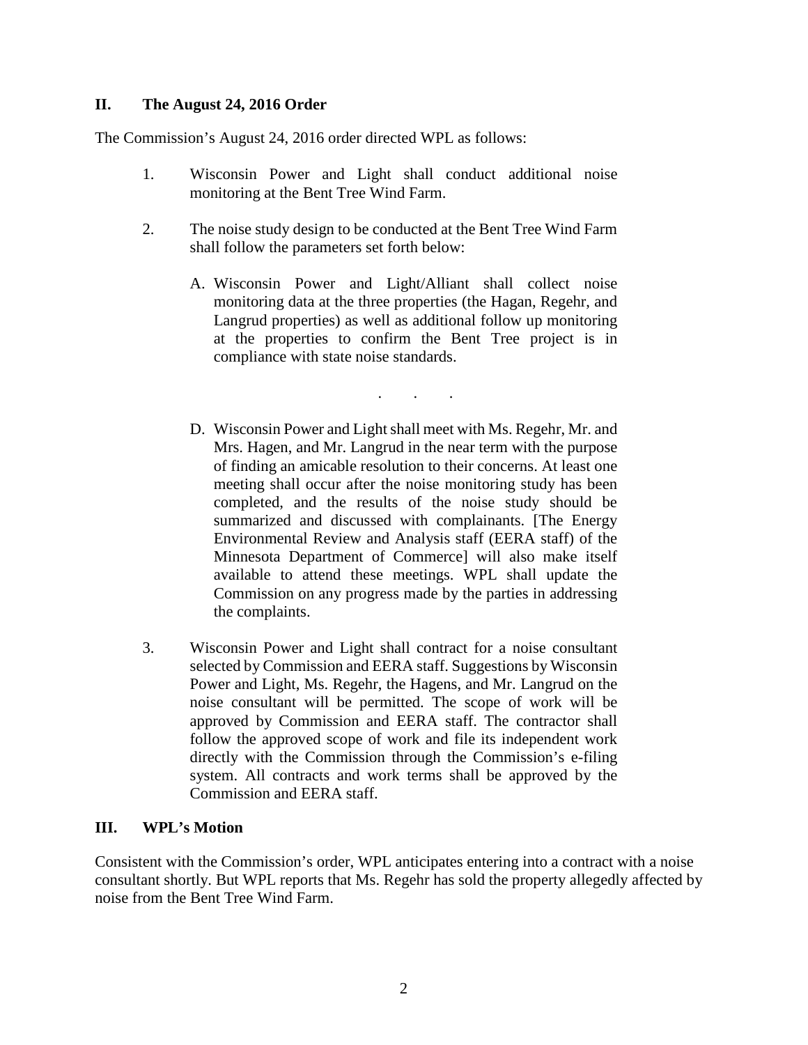## II. The August 24, 2016 Order

The Commission's August 24, 2016 order directed WPL as follows:

> 1. Wisconsin Power and Light shall conduct additional noise monitoring at the Bent Tree Wind Farm.
>
> 2. The noise study design to be conducted at the Bent Tree Wind Farm shall follow the parameters set forth below:
>
>     A. Wisconsin Power and Light/Alliant shall collect noise monitoring data at the three properties (the Hagan, Regehr, and Langrud properties) as well as additional follow up monitoring at the properties to confirm the Bent Tree project is in compliance with state noise standards.
>
>     . . .
>
>     D. Wisconsin Power and Light shall meet with Ms. Regehr, Mr. and Mrs. Hagen, and Mr. Langrud in the near term with the purpose of finding an amicable resolution to their concerns. At least one meeting shall occur after the noise monitoring study has been completed, and the results of the noise study should be summarized and discussed with complainants. [The Energy Environmental Review and Analysis staff (EERA staff) of the Minnesota Department of Commerce] will also make itself available to attend these meetings. WPL shall update the Commission on any progress made by the parties in addressing the complaints.
>
> 3. Wisconsin Power and Light shall contract for a noise consultant selected by Commission and EERA staff. Suggestions by Wisconsin Power and Light, Ms. Regehr, the Hagens, and Mr. Langrud on the noise consultant will be permitted. The scope of work will be approved by Commission and EERA staff. The contractor shall follow the approved scope of work and file its independent work directly with the Commission through the Commission's e-filing system. All contracts and work terms shall be approved by the Commission and EERA staff.

## III. WPL's Motion

Consistent with the Commission's order, WPL anticipates entering into a contract with a noise consultant shortly. But WPL reports that Ms. Regehr has sold the property allegedly affected by noise from the Bent Tree Wind Farm.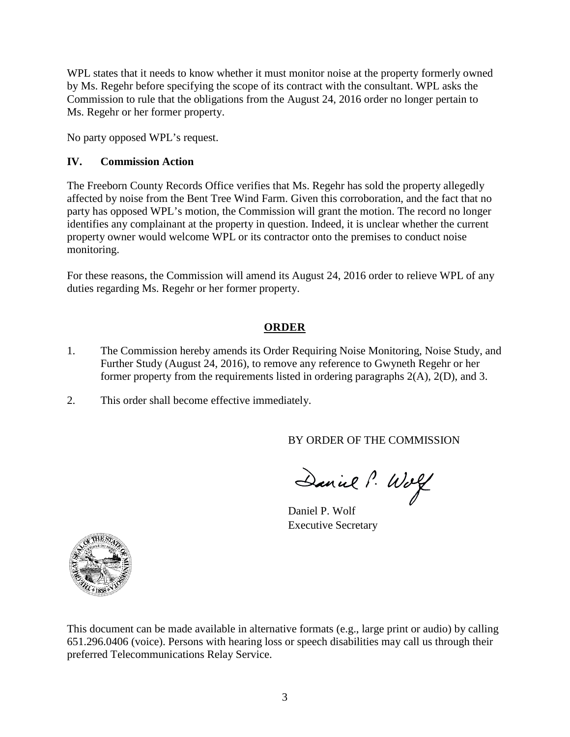WPL states that it needs to know whether it must monitor noise at the property formerly owned by Ms. Regehr before specifying the scope of its contract with the consultant. WPL asks the Commission to rule that the obligations from the August 24, 2016 order no longer pertain to Ms. Regehr or her former property.

No party opposed WPL's request.

## IV. Commission Action

The Freeborn County Records Office verifies that Ms. Regehr has sold the property allegedly affected by noise from the Bent Tree Wind Farm. Given this corroboration, and the fact that no party has opposed WPL's motion, the Commission will grant the motion. The record no longer identifies any complainant at the property in question. Indeed, it is unclear whether the current property owner would welcome WPL or its contractor onto the premises to conduct noise monitoring.

For these reasons, the Commission will amend its August 24, 2016 order to relieve WPL of any duties regarding Ms. Regehr or her former property.

## ORDER

1. The Commission hereby amends its Order Requiring Noise Monitoring, Noise Study, and Further Study (August 24, 2016), to remove any reference to Gwyneth Regehr or her former property from the requirements listed in ordering paragraphs 2(A), 2(D), and 3.

2. This order shall become effective immediately.

BY ORDER OF THE COMMISSION

Daniel P. Wolf
Executive Secretary

This document can be made available in alternative formats (e.g., large print or audio) by calling 651.296.0406 (voice). Persons with hearing loss or speech disabilities may call us through their preferred Telecommunications Relay Service.